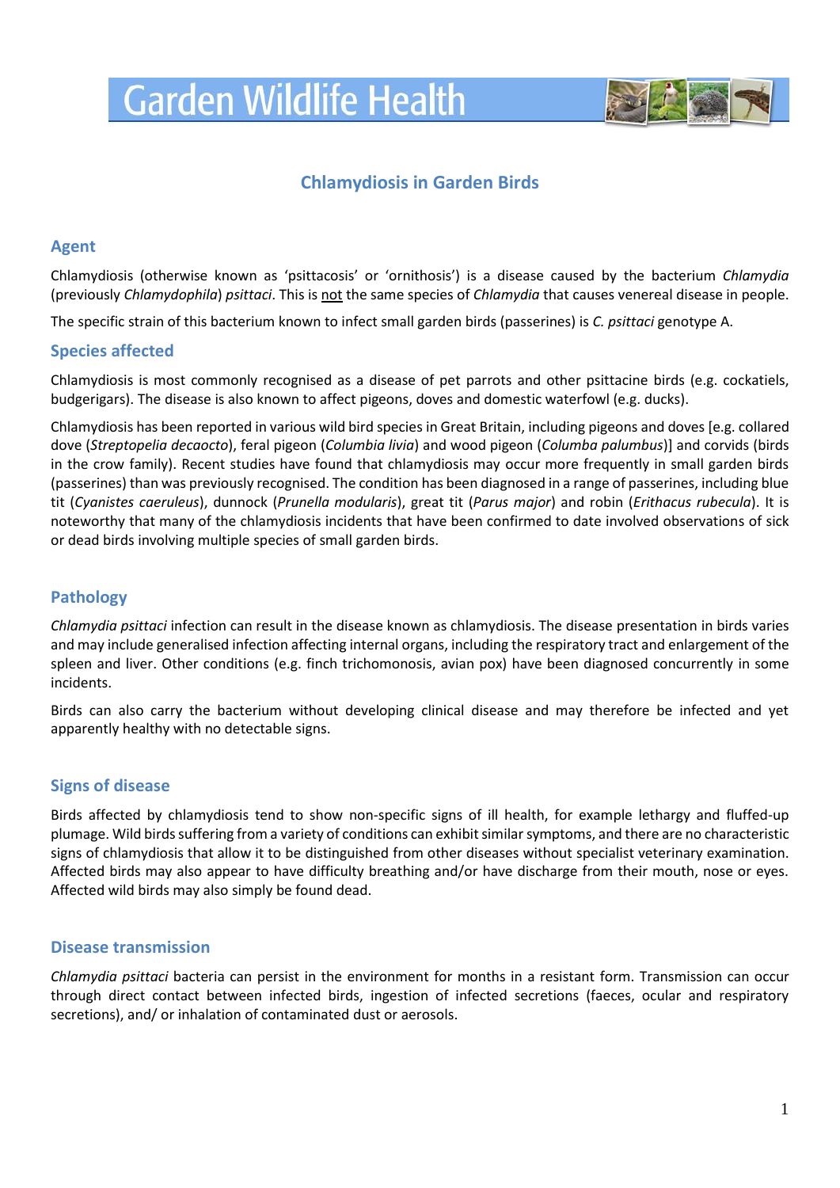# Garden Wildlife Health

## Chlamydiosis in Garden Birds

### Agent

Chlamydiosis (otherwise known as 'psittacosis' or 'ornithosis') is a disease caused by the bacterium *Chlamydia* (previously *Chlamydophila*) *psittaci*. This is not the same species of *Chlamydia* that causes venereal disease in people.

The specific strain of this bacterium known to infect small garden birds (passerines) is *C. psittaci* genotype A.

### Species affected

Chlamydiosis is most commonly recognised as a disease of pet parrots and other psittacine birds (e.g. cockatiels, budgerigars). The disease is also known to affect pigeons, doves and domestic waterfowl (e.g. ducks).

Chlamydiosis has been reported in various wild bird species in Great Britain, including pigeons and doves [e.g. collared dove (*Streptopelia decaocto*), feral pigeon (*Columbia livia*) and wood pigeon (*Columba palumbus*)] and corvids (birds in the crow family). Recent studies have found that chlamydiosis may occur more frequently in small garden birds (passerines) than was previously recognised. The condition has been diagnosed in a range of passerines, including blue tit (*Cyanistes caeruleus*), dunnock (*Prunella modularis*), great tit (*Parus major*) and robin (*Erithacus rubecula*). It is noteworthy that many of the chlamydiosis incidents that have been confirmed to date involved observations of sick or dead birds involving multiple species of small garden birds.

### Pathology

*Chlamydia psittaci* infection can result in the disease known as chlamydiosis. The disease presentation in birds varies and may include generalised infection affecting internal organs, including the respiratory tract and enlargement of the spleen and liver. Other conditions (e.g. finch trichomonosis, avian pox) have been diagnosed concurrently in some incidents.

Birds can also carry the bacterium without developing clinical disease and may therefore be infected and yet apparently healthy with no detectable signs.

### Signs of disease

Birds affected by chlamydiosis tend to show non-specific signs of ill health, for example lethargy and fluffed-up plumage. Wild birds suffering from a variety of conditions can exhibit similar symptoms, and there are no characteristic signs of chlamydiosis that allow it to be distinguished from other diseases without specialist veterinary examination. Affected birds may also appear to have difficulty breathing and/or have discharge from their mouth, nose or eyes. Affected wild birds may also simply be found dead.

### Disease transmission

*Chlamydia psittaci* bacteria can persist in the environment for months in a resistant form. Transmission can occur through direct contact between infected birds, ingestion of infected secretions (faeces, ocular and respiratory secretions), and/ or inhalation of contaminated dust or aerosols.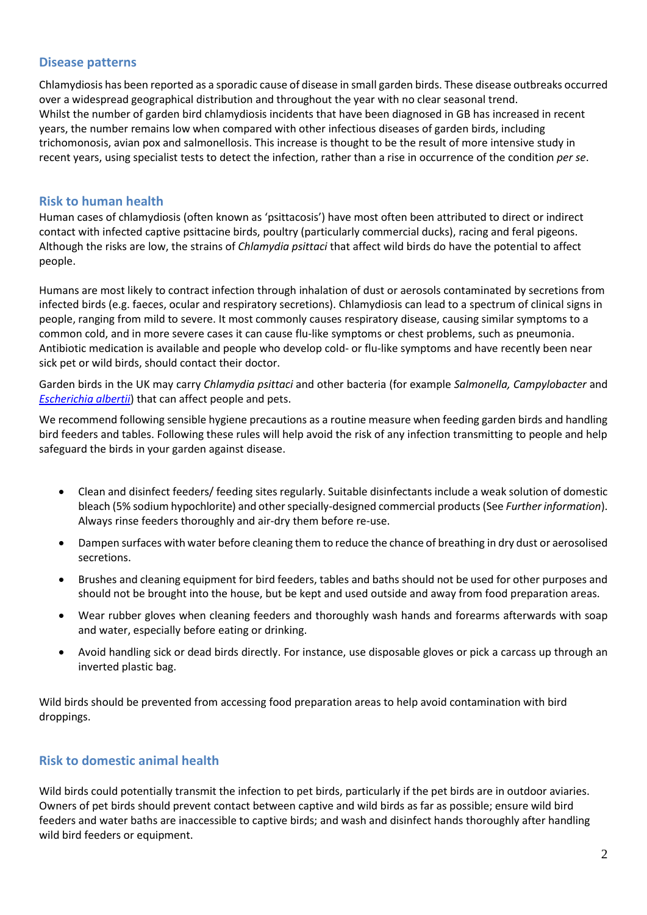## Disease patterns

Chlamydiosis has been reported as a sporadic cause of disease in small garden birds. These disease outbreaks occurred over a widespread geographical distribution and throughout the year with no clear seasonal trend.
Whilst the number of garden bird chlamydiosis incidents that have been diagnosed in GB has increased in recent years, the number remains low when compared with other infectious diseases of garden birds, including trichomonosis, avian pox and salmonellosis. This increase is thought to be the result of more intensive study in recent years, using specialist tests to detect the infection, rather than a rise in occurrence of the condition *per se*.

## Risk to human health

Human cases of chlamydiosis (often known as 'psittacosis') have most often been attributed to direct or indirect contact with infected captive psittacine birds, poultry (particularly commercial ducks), racing and feral pigeons. Although the risks are low, the strains of *Chlamydia psittaci* that affect wild birds do have the potential to affect people.

Humans are most likely to contract infection through inhalation of dust or aerosols contaminated by secretions from infected birds (e.g. faeces, ocular and respiratory secretions). Chlamydiosis can lead to a spectrum of clinical signs in people, ranging from mild to severe. It most commonly causes respiratory disease, causing similar symptoms to a common cold, and in more severe cases it can cause flu-like symptoms or chest problems, such as pneumonia. Antibiotic medication is available and people who develop cold- or flu-like symptoms and have recently been near sick pet or wild birds, should contact their doctor.

Garden birds in the UK may carry *Chlamydia psittaci* and other bacteria (for example *Salmonella, Campylobacter* and *Escherichia albertii*) that can affect people and pets.

We recommend following sensible hygiene precautions as a routine measure when feeding garden birds and handling bird feeders and tables. Following these rules will help avoid the risk of any infection transmitting to people and help safeguard the birds in your garden against disease.

- Clean and disinfect feeders/ feeding sites regularly. Suitable disinfectants include a weak solution of domestic bleach (5% sodium hypochlorite) and other specially-designed commercial products (See *Further information*). Always rinse feeders thoroughly and air-dry them before re-use.
- Dampen surfaces with water before cleaning them to reduce the chance of breathing in dry dust or aerosolised secretions.
- Brushes and cleaning equipment for bird feeders, tables and baths should not be used for other purposes and should not be brought into the house, but be kept and used outside and away from food preparation areas.
- Wear rubber gloves when cleaning feeders and thoroughly wash hands and forearms afterwards with soap and water, especially before eating or drinking.
- Avoid handling sick or dead birds directly. For instance, use disposable gloves or pick a carcass up through an inverted plastic bag.

Wild birds should be prevented from accessing food preparation areas to help avoid contamination with bird droppings.

## Risk to domestic animal health

Wild birds could potentially transmit the infection to pet birds, particularly if the pet birds are in outdoor aviaries. Owners of pet birds should prevent contact between captive and wild birds as far as possible; ensure wild bird feeders and water baths are inaccessible to captive birds; and wash and disinfect hands thoroughly after handling wild bird feeders or equipment.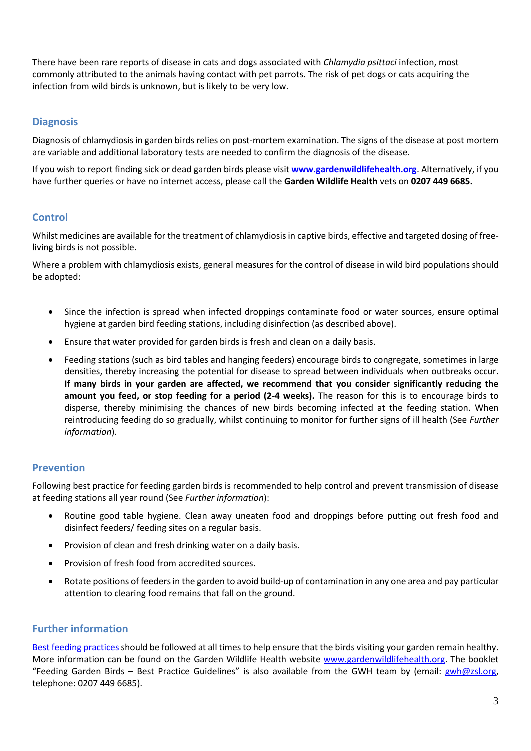There have been rare reports of disease in cats and dogs associated with *Chlamydia psittaci* infection, most commonly attributed to the animals having contact with pet parrots. The risk of pet dogs or cats acquiring the infection from wild birds is unknown, but is likely to be very low.

## Diagnosis

Diagnosis of chlamydiosis in garden birds relies on post-mortem examination. The signs of the disease at post mortem are variable and additional laboratory tests are needed to confirm the diagnosis of the disease.

If you wish to report finding sick or dead garden birds please visit **[www.gardenwildlifehealth.org](http://www.gardenwildlifehealth.org)**. Alternatively, if you have further queries or have no internet access, please call the **Garden Wildlife Health** vets on **0207 449 6685.**

## Control

Whilst medicines are available for the treatment of chlamydiosis in captive birds, effective and targeted dosing of free-living birds is <u>not</u> possible.

Where a problem with chlamydiosis exists, general measures for the control of disease in wild bird populations should be adopted:

- Since the infection is spread when infected droppings contaminate food or water sources, ensure optimal hygiene at garden bird feeding stations, including disinfection (as described above).
- Ensure that water provided for garden birds is fresh and clean on a daily basis.
- Feeding stations (such as bird tables and hanging feeders) encourage birds to congregate, sometimes in large densities, thereby increasing the potential for disease to spread between individuals when outbreaks occur. **If many birds in your garden are affected, we recommend that you consider significantly reducing the amount you feed, or stop feeding for a period (2-4 weeks).** The reason for this is to encourage birds to disperse, thereby minimising the chances of new birds becoming infected at the feeding station. When reintroducing feeding do so gradually, whilst continuing to monitor for further signs of ill health (See *Further information*).

## Prevention

Following best practice for feeding garden birds is recommended to help control and prevent transmission of disease at feeding stations all year round (See *Further information*):

- Routine good table hygiene. Clean away uneaten food and droppings before putting out fresh food and disinfect feeders/ feeding sites on a regular basis.
- Provision of clean and fresh drinking water on a daily basis.
- Provision of fresh food from accredited sources.
- Rotate positions of feeders in the garden to avoid build-up of contamination in any one area and pay particular attention to clearing food remains that fall on the ground.

## Further information

Best feeding practices should be followed at all times to help ensure that the birds visiting your garden remain healthy. More information can be found on the Garden Wildlife Health website [www.gardenwildlifehealth.org](http://www.gardenwildlifehealth.org). The booklet "Feeding Garden Birds – Best Practice Guidelines" is also available from the GWH team by (email: gwh@zsl.org, telephone: 0207 449 6685).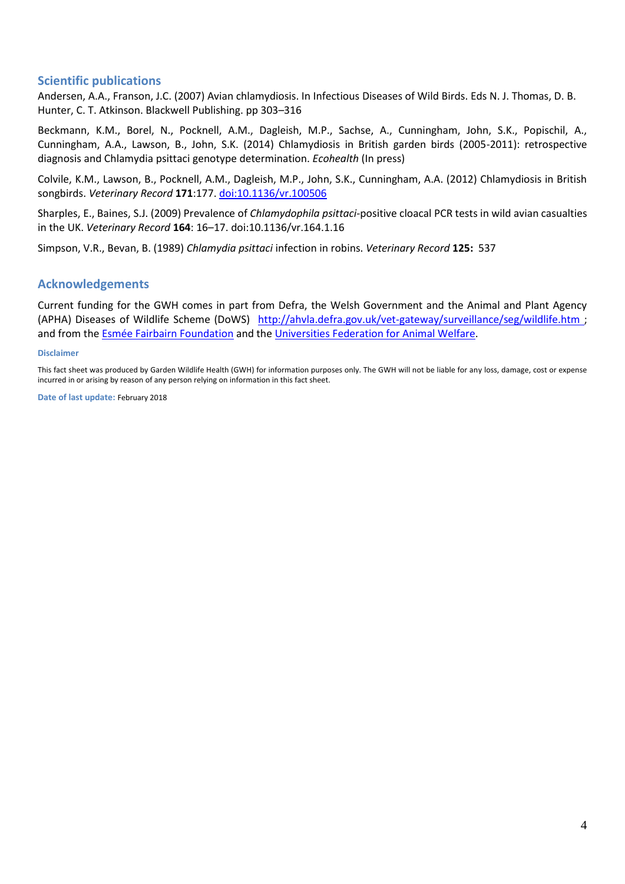## Scientific publications

Andersen, A.A., Franson, J.C. (2007) Avian chlamydiosis. In Infectious Diseases of Wild Birds. Eds N. J. Thomas, D. B. Hunter, C. T. Atkinson. Blackwell Publishing. pp 303–316

Beckmann, K.M., Borel, N., Pocknell, A.M., Dagleish, M.P., Sachse, A., Cunningham, John, S.K., Popischil, A., Cunningham, A.A., Lawson, B., John, S.K. (2014) Chlamydiosis in British garden birds (2005-2011): retrospective diagnosis and Chlamydia psittaci genotype determination. *Ecohealth* (In press)

Colvile, K.M., Lawson, B., Pocknell, A.M., Dagleish, M.P., John, S.K., Cunningham, A.A. (2012) Chlamydiosis in British songbirds. *Veterinary Record* **171**:177. doi:10.1136/vr.100506

Sharples, E., Baines, S.J. (2009) Prevalence of *Chlamydophila psittaci*-positive cloacal PCR tests in wild avian casualties in the UK. *Veterinary Record* **164**: 16–17. doi:10.1136/vr.164.1.16

Simpson, V.R., Bevan, B. (1989) *Chlamydia psittaci* infection in robins. *Veterinary Record* **125:** 537

## Acknowledgements

Current funding for the GWH comes in part from Defra, the Welsh Government and the Animal and Plant Agency (APHA) Diseases of Wildlife Scheme (DoWS) http://ahvla.defra.gov.uk/vet-gateway/surveillance/seg/wildlife.htm ; and from the Esmée Fairbairn Foundation and the Universities Federation for Animal Welfare.

#### Disclaimer

This fact sheet was produced by Garden Wildlife Health (GWH) for information purposes only. The GWH will not be liable for any loss, damage, cost or expense incurred in or arising by reason of any person relying on information in this fact sheet.

**Date of last update:** February 2018